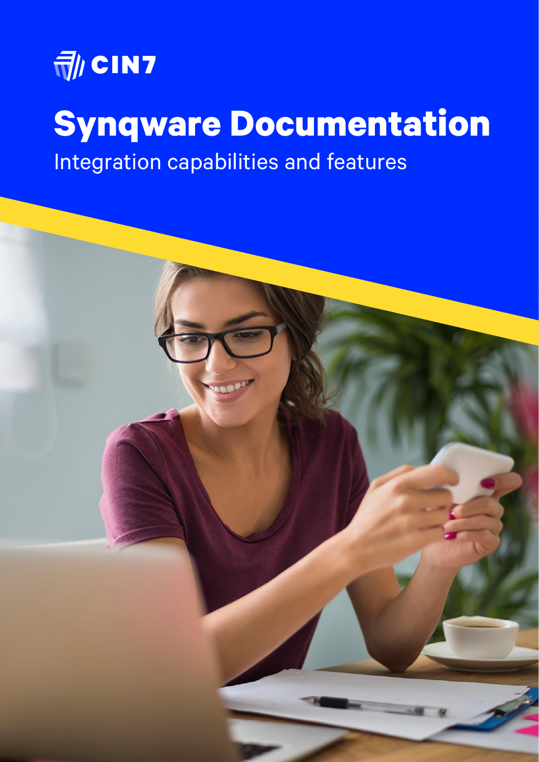CIN7

# Synqware Documentation

Integration capabilities and features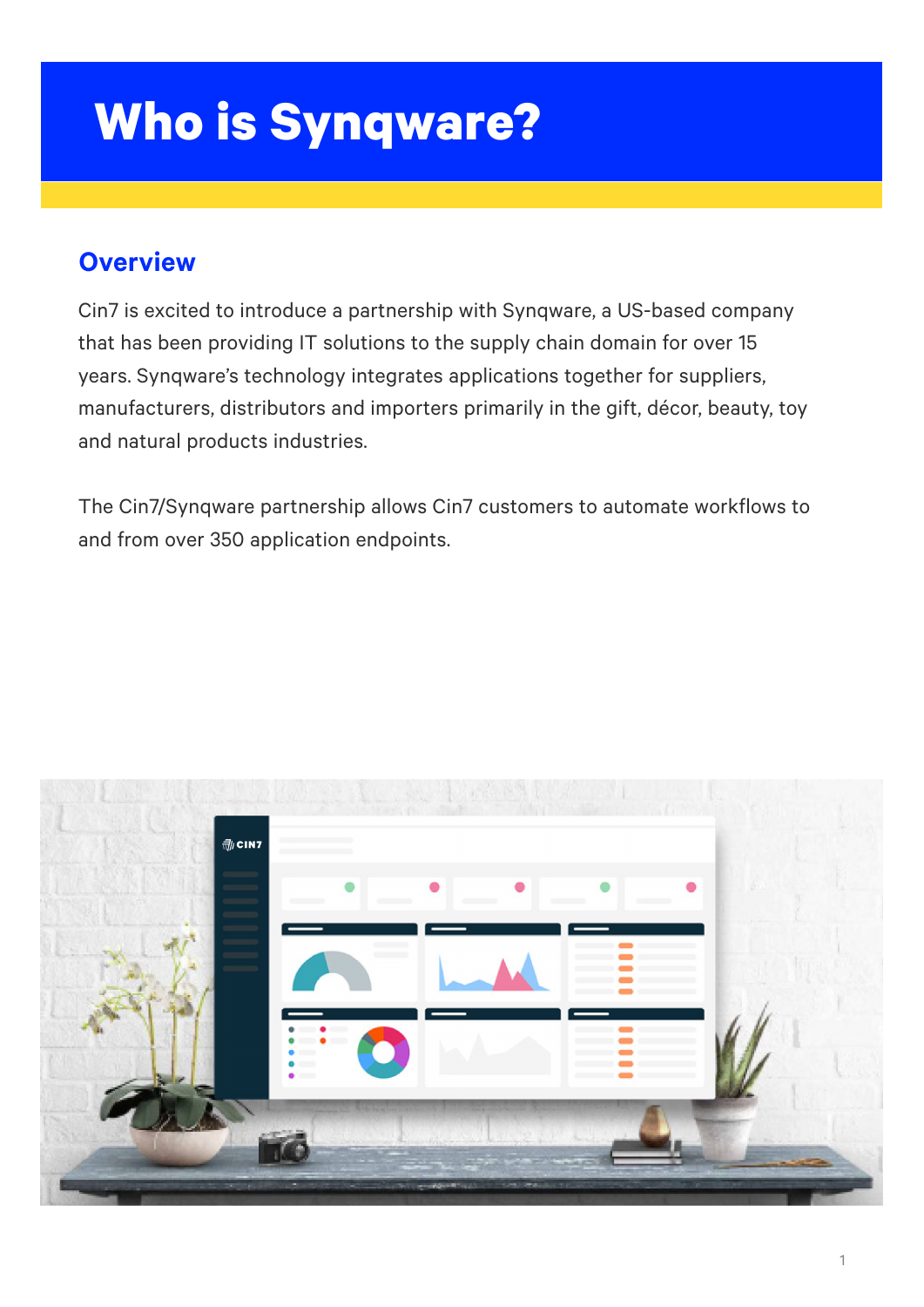# Who is Synqware?

## Overview

Cin7 is excited to introduce a partnership with Synqware, a US-based company that has been providing IT solutions to the supply chain domain for over 15 years. Synqware's technology integrates applications together for suppliers, manufacturers, distributors and importers primarily in the gift, décor, beauty, toy and natural products industries.

The Cin7/Synqware partnership allows Cin7 customers to automate workflows to and from over 350 application endpoints.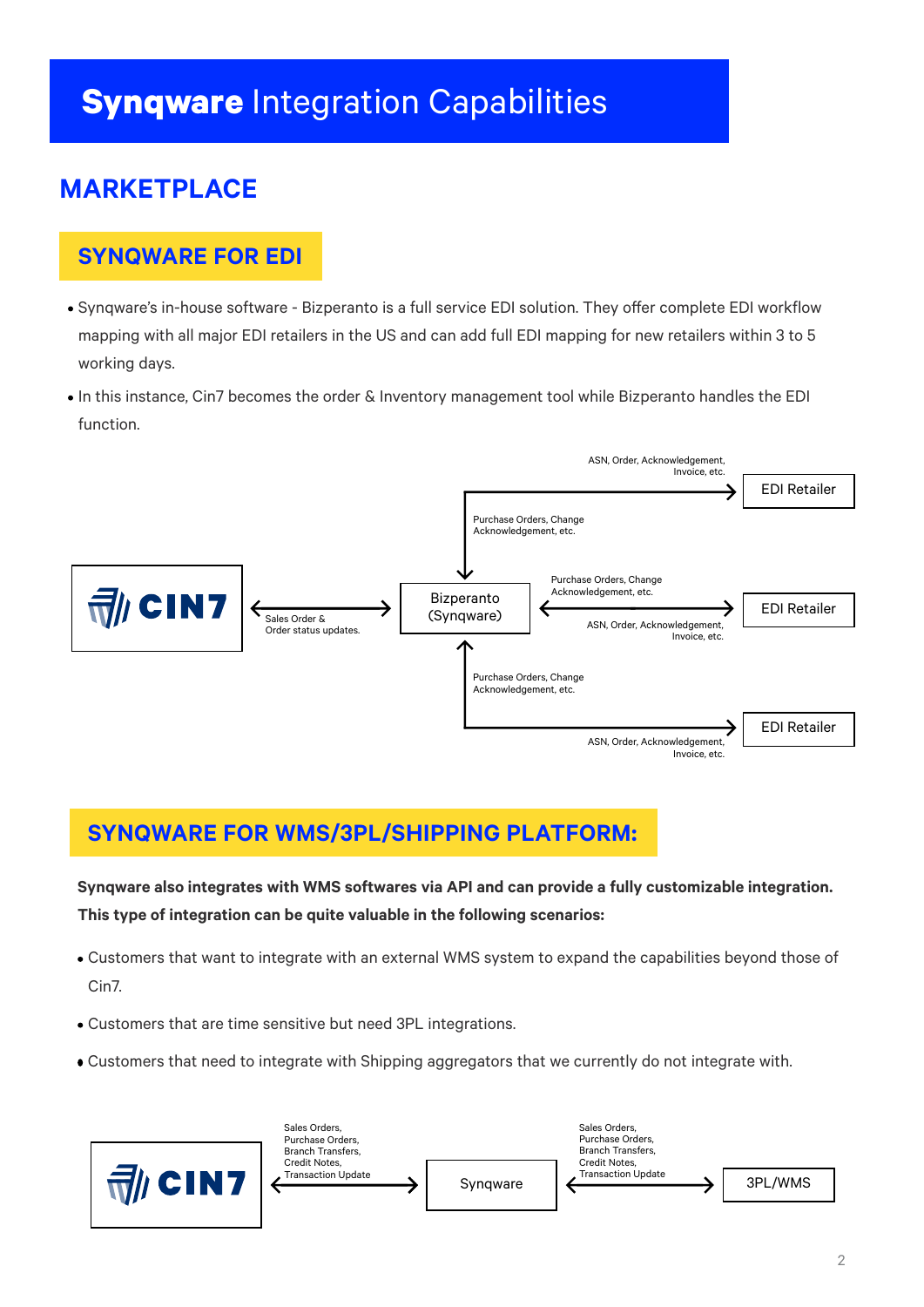# **Synqware** Integration Capabilities

## MARKETPLACE

### SYNQWARE FOR EDI

- Synqware's in-house software - Bizperanto is a full service EDI solution. They offer complete EDI workflow mapping with all major EDI retailers in the US and can add full EDI mapping for new retailers within 3 to 5 working days.
- In this instance, Cin7 becomes the order & Inventory management tool while Bizperanto handles the EDI function.

CIN7 ↔ Bizperanto (Synqware): Sales Order & Order status updates.

Bizperanto (Synqware) ↔ EDI Retailer (×3):
- Bizperanto → EDI Retailer: ASN, Order, Acknowledgement, Invoice, etc.
- EDI Retailer → Bizperanto: Purchase Orders, Change Acknowledgement, etc.

### SYNQWARE FOR WMS/3PL/SHIPPING PLATFORM:

**Synqware also integrates with WMS softwares via API and can provide a fully customizable integration. This type of integration can be quite valuable in the following scenarios:**

- Customers that want to integrate with an external WMS system to expand the capabilities beyond those of Cin7.
- Customers that are time sensitive but need 3PL integrations.
- Customers that need to integrate with Shipping aggregators that we currently do not integrate with.

CIN7 ↔ Synqware: Sales Orders, Purchase Orders, Branch Transfers, Credit Notes, Transaction Update

Synqware ↔ 3PL/WMS: Sales Orders, Purchase Orders, Branch Transfers, Credit Notes, Transaction Update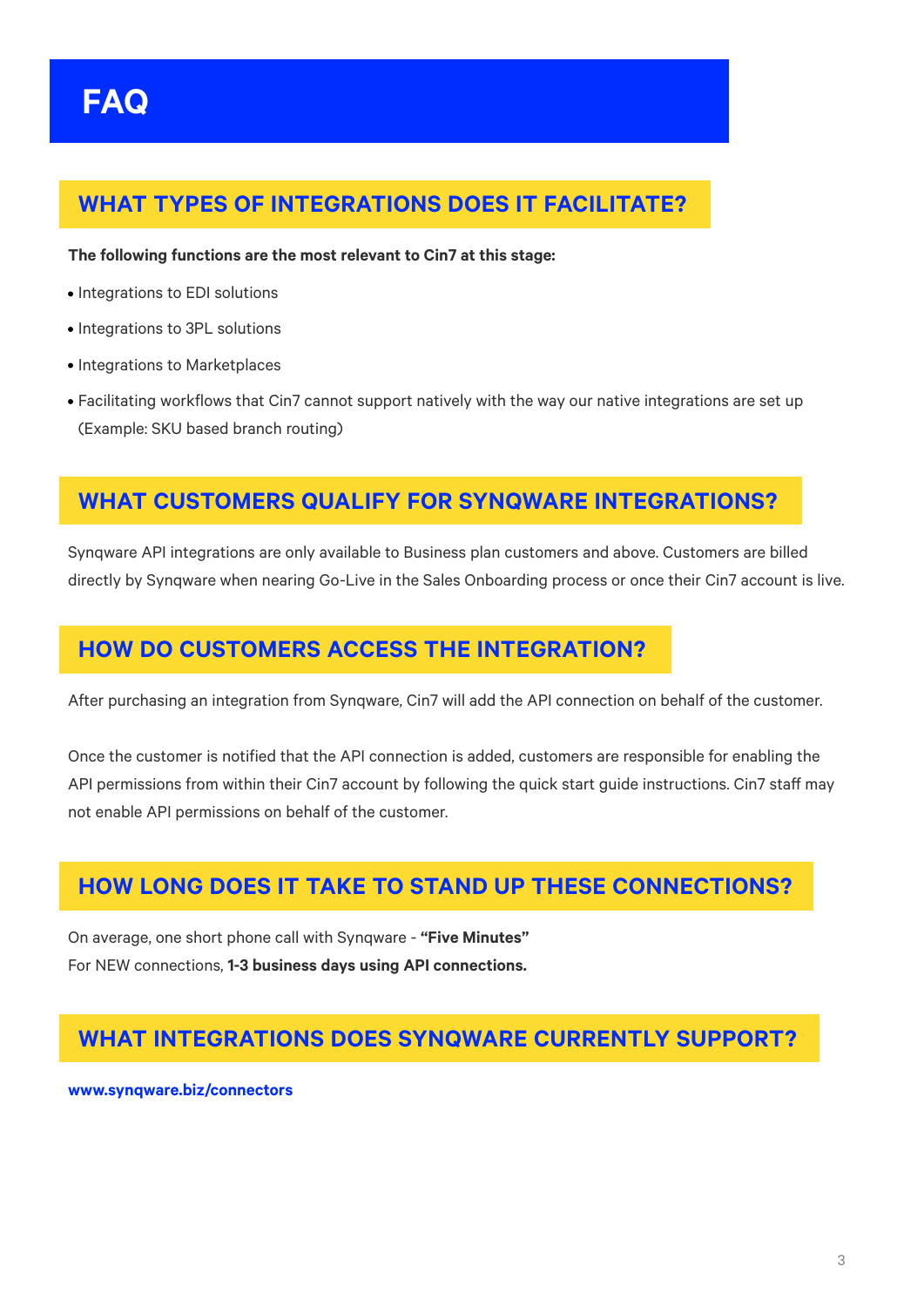# FAQ

## WHAT TYPES OF INTEGRATIONS DOES IT FACILITATE?

**The following functions are the most relevant to Cin7 at this stage:**

- Integrations to EDI solutions
- Integrations to 3PL solutions
- Integrations to Marketplaces
- Facilitating workflows that Cin7 cannot support natively with the way our native integrations are set up (Example: SKU based branch routing)

## WHAT CUSTOMERS QUALIFY FOR SYNQWARE INTEGRATIONS?

Synqware API integrations are only available to Business plan customers and above. Customers are billed directly by Synqware when nearing Go-Live in the Sales Onboarding process or once their Cin7 account is live.

## HOW DO CUSTOMERS ACCESS THE INTEGRATION?

After purchasing an integration from Synqware, Cin7 will add the API connection on behalf of the customer.

Once the customer is notified that the API connection is added, customers are responsible for enabling the API permissions from within their Cin7 account by following the quick start guide instructions. Cin7 staff may not enable API permissions on behalf of the customer.

## HOW LONG DOES IT TAKE TO STAND UP THESE CONNECTIONS?

On average, one short phone call with Synqware - **"Five Minutes"**
For NEW connections, **1-3 business days using API connections.**

## WHAT INTEGRATIONS DOES SYNQWARE CURRENTLY SUPPORT?

**www.synqware.biz/connectors**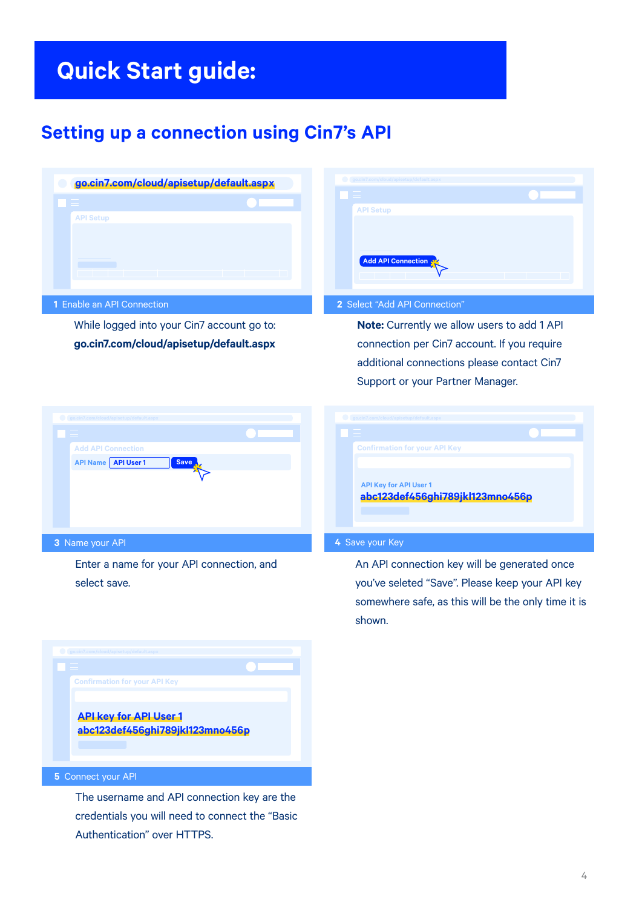# Quick Start guide:

## Setting up a connection using Cin7's API

**1 Enable an API Connection**

While logged into your Cin7 account go to:

**go.cin7.com/cloud/apisetup/default.aspx**

**2 Select "Add API Connection"**

**Note:** Currently we allow users to add 1 API connection per Cin7 account. If you require additional connections please contact Cin7 Support or your Partner Manager.

**3 Name your API**

Enter a name for your API connection, and select save.

**4 Save your Key**

An API connection key will be generated once you've seleted "Save". Please keep your API key somewhere safe, as this will be the only time it is shown.

**5 Connect your API**

The username and API connection key are the credentials you will need to connect the "Basic Authentication" over HTTPS.